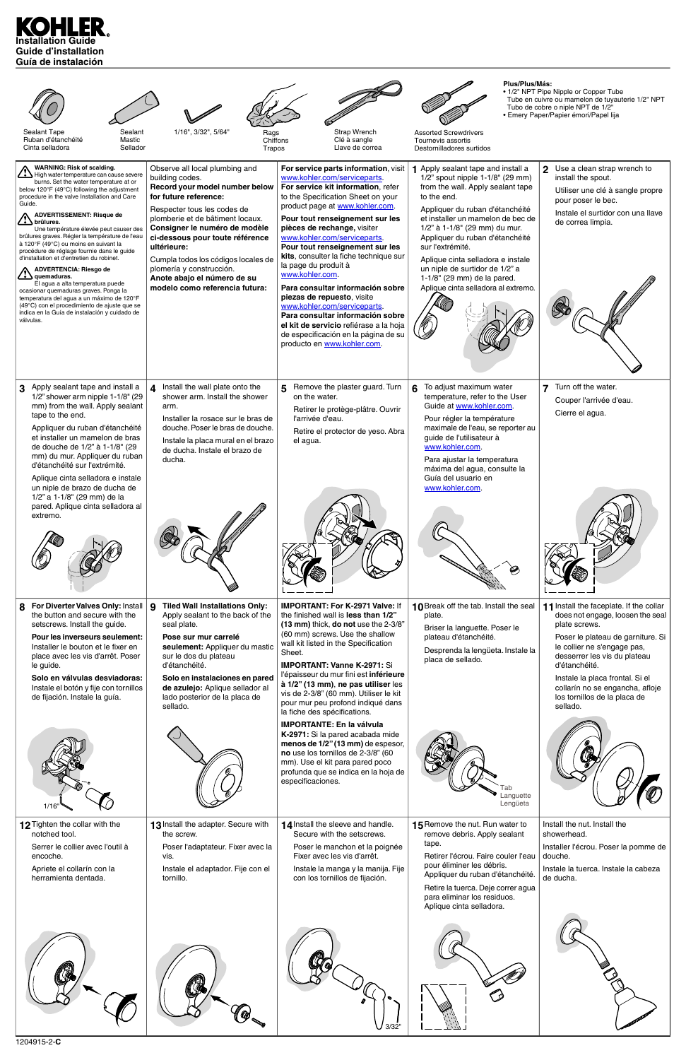# KOHLER

## Installation Guide
## Guide d'installation
## Guía de instalación

Sealant Tape
Ruban d'étanchéité
Cinta selladora

Sealant Mastic
Sellador

1/16", 3/32", 5/64"

Rags
Chiffons
Trapos

Strap Wrench
Clé à sangle
Llave de correa

Assorted Screwdrivers
Tournevis assortis
Destornilladores surtidos

**Plus/Plus/Más:**

- 1/2" NPT Pipe Nipple or Copper Tube
  Tube en cuivre ou mamelon de tuyauterie 1/2" NPT
  Tubo de cobre o niple NPT de 1/2"
- Emery Paper/Papier émori/Papel lija

**WARNING: Risk of scalding.** High water temperature can cause severe burns. Set the water temperature at or below 120°F (49°C) following the adjustment procedure in the valve Installation and Care Guide.

**ADVERTISSEMENT: Risque de brûlures.** Une température élevée peut causer des brûlures graves. Régler la température de l'eau à 120°F (49°C) ou moins en suivant la procédure de réglage fournie dans le guide d'installation et d'entretien du robinet.

**ADVERTENCIA: Riesgo de quemaduras.** El agua a alta temperatura puede ocasionar quemaduras graves. Ponga la temperatura del agua a un máximo de 120°F (49°C) con el procedimiento de ajuste que se indica en la Guía de instalación y cuidado de válvulas.

Observe all local plumbing and building codes.
**Record your model number below for future reference:**

Respecter tous les codes de plomberie et de bâtiment locaux.
**Consigner le numéro de modèle ci-dessous pour toute référence ultérieure:**

Cumpla todos los códigos locales de plomería y construcción.
**Anote abajo el número de su modelo como referencia futura:**

**For service parts information**, visit www.kohler.com/serviceparts.
**For service kit information**, refer to the Specification Sheet on your product page at www.kohler.com.

**Pour tout renseignement sur les pièces de rechange,** visiter www.kohler.com/serviceparts.
**Pour tout renseignement sur les kits**, consulter la fiche technique sur la page du produit à www.kohler.com.

**Para consultar información sobre piezas de repuesto**, visite www.kohler.com/serviceparts.
**Para consultar información sobre el kit de servicio** refiérase a la hoja de especificación en la página de su producto en www.kohler.com.

**1** Apply sealant tape and install a 1/2" spout nipple 1-1/8" (29 mm) from the wall. Apply sealant tape to the end.

Appliquer du ruban d'étanchéité et installer un mamelon de bec de 1/2" à 1-1/8" (29 mm) du mur. Appliquer du ruban d'étanchéité sur l'extrémité.

Aplique cinta selladora e instale un niple de surtidor de 1/2" a 1-1/8" (29 mm) de la pared. Aplique cinta selladora al extremo.

**2** Use a clean strap wrench to install the spout.

Utiliser une clé à sangle propre pour poser le bec.

Instale el surtidor con una llave de correa limpia.

**3** Apply sealant tape and install a 1/2" shower arm nipple 1-1/8" (29 mm) from the wall. Apply sealant tape to the end.

Appliquer du ruban d'étanchéité et installer un mamelon de bras de douche de 1/2" à 1-1/8" (29 mm) du mur. Appliquer du ruban d'étanchéité sur l'extrémité.

Aplique cinta selladora e instale un niple de brazo de ducha de 1/2" a 1-1/8" (29 mm) de la pared. Aplique cinta selladora al extremo.

**4** Install the wall plate onto the shower arm. Install the shower arm.

Installer la rosace sur le bras de douche. Poser le bras de douche.

Instale la placa mural en el brazo de ducha. Instale el brazo de ducha.

**5** Remove the plaster guard. Turn on the water.

Retirer le protège-plâtre. Ouvrir l'arrivée d'eau.

Retire el protector de yeso. Abra el agua.

**6** To adjust maximum water temperature, refer to the User Guide at www.kohler.com.

Pour régler la température maximale de l'eau, se reporter au guide de l'utilisateur à www.kohler.com.

Para ajustar la temperatura máxima del agua, consulte la Guía del usuario en www.kohler.com.

**7** Turn off the water.

Couper l'arrivée d'eau.

Cierre el agua.

**8** **For Diverter Valves Only:** Install the button and secure with the setscrews. Install the guide.

**Pour les inverseurs seulement:** Installer le bouton et le fixer en place avec les vis d'arrêt. Poser le guide.

**Solo en válvulas desviadoras:** Instale el botón y fije con tornillos de fijación. Instale la guía.

1/16"

**9** **Tiled Wall Installations Only:** Apply sealant to the back of the seal plate.

**Pose sur mur carrelé seulement:** Appliquer du mastic sur le dos du plateau d'étanchéité.

**Solo en instalaciones en pared de azulejo:** Aplique sellador al lado posterior de la placa de sellado.

**IMPORTANT: For K-2971 Valve:** If the finished wall is **less than 1/2" (13 mm)** thick, **do not** use the 2-3/8" (60 mm) screws. Use the shallow wall kit listed in the Specification Sheet.

**IMPORTANT: Vanne K-2971:** Si l'épaisseur du mur fini est **inférieure à 1/2" (13 mm)**, **ne pas utiliser** les vis de 2-3/8" (60 mm). Utiliser le kit pour mur peu profond indiqué dans la fiche des spécifications.

**IMPORTANTE: En la válvula K-2971:** Si la pared acabada mide **menos de 1/2" (13 mm)** de espesor, **no** use los tornillos de 2-3/8" (60 mm). Use el kit para pared poco profunda que se indica en la hoja de especificaciones.

**10** Break off the tab. Install the seal plate.

Briser la languette. Poser le plateau d'étanchéité.

Desprenda la lengüeta. Instale la placa de sellado.

Tab
Languette
Lengüeta

**11** Install the faceplate. If the collar does not engage, loosen the seal plate screws.

Poser le plateau de garniture. Si le collier ne s'engage pas, desserrer les vis du plateau d'étanchéité.

Instale la placa frontal. Si el collarín no se engancha, afloje los tornillos de la placa de sellado.

**12** Tighten the collar with the notched tool.

Serrer le collier avec l'outil à encoche.

Apriete el collarín con la herramienta dentada.

**13** Install the adapter. Secure with the screw.

Poser l'adaptateur. Fixer avec la vis.

Instale el adaptador. Fije con el tornillo.

**14** Install the sleeve and handle. Secure with the setscrews.

Poser le manchon et la poignée Fixer avec les vis d'arrêt.

Instale la manga y la manija. Fije con los tornillos de fijación.

3/32"

**15** Remove the nut. Run water to remove debris. Apply sealant tape.

Retirer l'écrou. Faire couler l'eau pour éliminer les débris. Appliquer du ruban d'étanchéité.

Retire la tuerca. Deje correr agua para eliminar los residuos. Aplique cinta selladora.

Install the nut. Install the showerhead.

Installer l'écrou. Poser la pomme de douche.

Instale la tuerca. Instale la cabeza de ducha.

1204915-2-**C**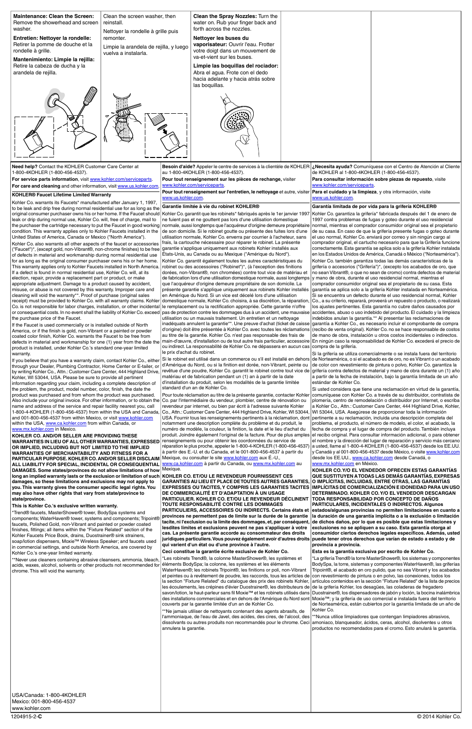**Maintenance: Clean the Screen:** Remove the showerhead and screen washer.

**Entretien: Nettoyer la rondelle:** Retirer la pomme de douche et la rondelle à grille.

**Mantenimiento: Limpie la rejilla:** Retire la cabeza de ducha y la arandela de rejilla.

Clean the screen washer, then reinstall.

Nettoyer la rondelle à grille puis remonter.

Limpie la arandela de rejilla, y luego vuelva a instalarla.

**Clean the Spray Nozzles:** Turn the water on. Rub your finger back and forth across the nozzles.

**Nettoyer les buses du vaporisateur:** Ouvrir l'eau. Frotter votre doigt dans un mouvement de va-et-vient sur les buses.

**Limpie las boquillas del rociador:** Abra el agua. Frote con el dedo hacia adelante y hacia atrás sobre las boquillas.

**Need help?** Contact the KOHLER Customer Care Center at 1-800-4KOHLER (1-800-456-4537).

**For service parts information**, visit www.kohler.com/serviceparts.

**For care and cleaning** and other information, visit www.us.kohler.com.

**KOHLER® Faucet Lifetime Limited Warranty**

Kohler Co. warrants its Faucets* manufactured after January 1, 1997, to be leak and drip free during normal residential use for as long as the original consumer purchaser owns his or her home. If the Faucet should leak or drip during normal use, Kohler Co. will, free of charge, mail to the purchaser the cartridge necessary to put the Faucet in good working condition. This warranty only applies to Kohler Faucets installed in the United States of America, Canada or Mexico ("North America").

Kohler Co. also warrants all other aspects of the faucet or accessories ("Faucet")*, (except gold, non-Vibrant®, non-chrome finishes) to be free of defects in material and workmanship during normal residential use for as long as the original consumer purchaser owns his or her home. This warranty only applies to Kohler Faucets installed in North America. If a defect is found in normal residential use, Kohler Co. will, at its election, repair, provide a replacement part or product, or make appropriate adjustment. Damage to a product caused by accident, misuse, or abuse is not covered by this warranty. Improper care and cleaning will void the warranty**. Proof of purchase (original sales receipt) must be provided to Kohler Co. with all warranty claims. Kohler Co. is not responsible for labor charges, installation, or other incidental or consequential costs. In no event shall the liability of Kohler Co. exceed the purchase price of the Faucet.

If the Faucet is used commercially or is installed outside of North America, or if the finish is gold, non-Vibrant or a painted or powder coated color finish, Kohler Co. warrants the Faucet to be free from defects in material and workmanship for one (1) year from the date the product is installed, under Kohler Co.'s standard one-year limited warranty.

If you believe that you have a warranty claim, contact Kohler Co., either through your Dealer, Plumbing Contractor, Home Center or E-tailer, or by writing Kohler Co., Attn.: Customer Care Center, 444 Highland Drive, Kohler, WI 53044, USA. Please be sure to provide all pertinent information regarding your claim, including a complete description of the problem, the product, model number, color, finish, the date the product was purchased and from whom the product was purchased. Also include your original invoice. For other information, or to obtain the name and address of the service and repair facility nearest you, call 1-800-4-KOHLER (1-800-456-4537) from within the USA and Canada, and 001-800-456-4537 from within Mexico, or visit www.kohler.com within the USA, www.ca.kohler.com from within Canada, or www.mx.kohler.com in Mexico.

**KOHLER CO. AND/OR SELLER ARE PROVIDING THESE WARRANTIES IN LIEU OF ALL OTHER WARRANTIES, EXPRESSED OR IMPLIED, INCLUDING BUT NOT LIMITED TO THE IMPLIED WARRANTIES OF MERCHANTABILITY AND FITNESS FOR A PARTICULAR PURPOSE. KOHLER CO. AND/OR SELLER DISCLAIM ALL LIABILITY FOR SPECIAL, INCIDENTAL OR CONSEQUENTIAL DAMAGES. Some states/provinces do not allow limitations of how long an implied warranty lasts or the exclusion or limitation of such damages, so these limitations and exclusions may not apply to you. This warranty gives the consumer specific legal rights. You may also have other rights that vary from state/province to state/province.**

**This is Kohler Co.'s exclusive written warranty.**

*Trend® faucets, MasterShower® tower, BodySpa systems and components; WaterHaven® tower, systems and components; Tripoint® faucets, Polished Gold, non-Vibrant and painted or powder coated finishes, fittings; all items within the "Fixture Related" section of the Kohler Faucets Price Book, drains, Duostrainer® sink strainers, soap/lotion dispensers, Moxie™ Wireless Speaker; and faucets used in commercial settings, and outside North America, are covered by Kohler Co.'s one-year limited warranty.

**Never use cleaners containing abrasive cleansers, ammonia, bleach, acids, waxes, alcohol, solvents or other products not recommended for chrome. This will void the warranty.

**Besoin d'aide?** Appeler le centre de services à la clientèle de KOHLER au 1-800-4KOHLER (1-800-456-4537).

**Pour tout renseignement sur les pièces de rechange,** visiter www.kohler.com/serviceparts.

**Pour tout renseignement sur l'entretien, le nettoyage** et autre, visiter www.us.kohler.com.

**Garantie limitée à vie du robinet KOHLER®**

Kohler Co. garantit que les robinets* fabriqués après le 1er janvier 1997 ne fuient pas et ne gouttent pas lors d'une utilisation domestique normale, aussi longtemps que l'acquéreur d'origine demeure propriétaire de son domicile. Si le robinet goutte ou présente des fuites lors d'une utilisation normale, Kohler Co. enverra par courrier à l'acheteur, sans frais, la cartouche nécessaire pour réparer le robinet. La présente garantie s'applique uniquement aux robinets Kohler installés aux États-Unis, au Canada ou au Mexique ("Amérique du Nord").

Kohler Co. garantit également toutes les autres caractéristiques du robinet ou des accessoires ("Robinet")*, (à l'exception des finitions dorées, non-Vibrant®, non chromées) contre tout vice de matériau et de fabrication lors d'une utilisation domestique normale, aussi longtemps que l'acquéreur d'origine demeure propriétaire de son domicile. La présente garantie s'applique uniquement aux robinets Kohler installés en Amérique du Nord. Si un vice est décelé lors d'une utilisation domestique normale, Kohler Co. choisira, à sa discrétion, la réparation, le remplacement ou la rectification appropriée. Cette garantie n'offre pas de protection contre les dommages dus à un accident, une mauvaise utilisation ou un mauvais traitement. Un entretien et un nettoyage inadéquats annulent la garantie**. Une preuve d'achat (ticket de caisse d'origine) doit être présentée à Kohler Co. avec toutes les réclamations au titre de la garantie. Kohler Co. n'est pas responsable des frais de main-d'œuvre, d'installation ou de tout autre frais particulier, accessoire ou indirect. La responsabilité de Kohler Co. ne dépassera en aucun cas le prix d'achat du robinet.

Si le robinet est utilisé dans un commerce ou s'il est installé en dehors d'Amérique du Nord, ou si la finition est dorée, non-Vibrant, peinte ou revêtue d'une poudre, Kohler Co. garantit le robinet contre tout vice de matériau et de fabrication pendant un (1) an à partir de la date d'installation du produit, selon les modalités de la garantie limitée standard d'un an de Kohler Co.

Pour toute réclamation au titre de la présente garantie, contacter Kohler Co. par l'intermédiaire du vendeur, plombier, centre de rénovation ou revendeur par internet, ou bien par écrit à l'adresse suivante Kohler Co., Attn.: Customer Care Center, 444 Highland Drive, Kohler, WI 53044, USA. Fournir tous les renseignements pertinents à la réclamation, dont notamment une description complète du problème et du produit, le numéro de modèle, la couleur, la finition, la date et le lieu d'achat du produit. Joindre également l'original de la facture. Pour de plus amples renseignements ou pour obtenir les coordonnées du service de réparation le plus proche, appeler le 1-800-4-KOHLER (1-800-456-4537) à partir des É.-U. et du Canada, et le 001-800-456-4537 à partir du Mexique, ou consulter le site www.kohler.com aux É.-U., www.ca.kohler.com à partir du Canada, ou www.mx.kohler.com au Mexique.

**KOHLER CO. ET/OU LE REVENDEUR FOURNISSENT CES GARANTIES AU LIEU ET PLACE DE TOUTES AUTRES GARANTIES, EXPRESSES OU TACITES, Y COMPRIS LES GARANTIES TACITES DE COMMERCIALITÉ ET D'ADAPTATION À UN USAGE PARTICULIER. KOHLER CO. ET/OU LE REVENDEUR DÉCLINENT TOUTE RESPONSABILITÉ CONTRE LES DOMMAGES PARTICULIERS, ACCESSOIRES OU INDIRECTS. Certains états et provinces ne permettent pas de limite sur la durée de la garantie tacite, ni l'exclusion ou la limite des dommages, et, par conséquent, lesdites limites et exclusions peuvent ne pas s'appliquer à votre cas. La présente garantie accorde au consommateur des droits juridiques particuliers. Vous pouvez également avoir d'autres droits qui varient d'un état ou d'une province à l'autre.**

**Ceci constitue la garantie écrite exclusive de Kohler Co.**

*Les robinets Trend®, la colonne MasterShower®, les systèmes et éléments BodySpa; la colonne, les systèmes et les éléments WaterHaven®; les robinets Tripoint®, les finitions or poli, non-Vibrant et peintes ou à revêtement de poudre, les raccords, tous les articles de la section "Fixture Related" du catalogue des prix des robinets Kohler, les écoulements, les crépines d'évier Duostrainer®, les distributeurs de savon/lotion, le haut-parleur sans fil Moxie™ et les robinets utilisés dans des installations commerciales et en dehors de l'Amérique du Nord sont couverts par la garantie limitée d'un an de Kohler Co.

**Ne jamais utiliser de nettoyants contenant des agents abrasifs, de l'ammoniaque, de l'eau de Javel, des acides, des cires, de l'alcool, des dissolvants ou autres produits non recommandés pour le chrome. Ceci annulera la garantie.

**¿Necesita ayuda?** Comuníquese con el Centro de Atención al Cliente de KOHLER al 1-800-4KOHLER (1-800-456-4537).

**Para consultar información sobre piezas de repuesto**, visite www.kohler.com/serviceparts.

**Para el cuidado y la limpieza**, y otra información, visite www.us.kohler.com.

**Garantía limitada de por vida para la grifería KOHLER®**

Kohler Co. garantiza la grifería* fabricada después del 1 de enero de 1997 contra problemas de fugas y goteo durante el uso residencial normal, mientras el comprador consumidor original sea el propietario de su casa. En caso de que la grifería presente fugas o goteo durante el uso normal, Kohler Co. enviará por correo y sin ningún cargo al comprador original, el cartucho necesario para que la Grifería funcione correctamente. Esta garantía se aplica solo a la grifería Kohler instalada en los Estados Unidos de América, Canadá o México ("Norteamérica").

Kohler Co. también garantiza todas las demás características de la grifería o accesorios ("Grifería")*, (excepto los acabados de oro, que no sean Vibrant®, o que no sean de cromo) contra defectos de material y mano de obra, durante el uso residencial normal, mientras el comprador consumidor original sea el propietario de su casa. Esta garantía se aplica solo a la grifería Kohler instalada en Norteamérica. Si se encuentra un defecto durante el uso residencial normal, Kohler Co., a su criterio, reparará, proveerá un repuesto o producto, o realizará los ajustes pertinentes. Esta garantía no cubre daños causados por accidentes, abuso o uso indebido del producto. El cuidado y la limpieza indebidos anulan la garantía.** Al presentar las reclamaciones de garantía a Kohler Co., es necesario incluir el comprobante de compra (recibo de venta original). Kohler Co. no se hace responsable de costos de mano de obra, instalación u otros costos incidentales o indirectos. En ningún caso la responsabilidad de Kohler Co. excederá el precio de compra de la grifería.

Si la grifería se utiliza comercialmente o se instala fuera del territorio de Norteamérica, o si el acabado es de oro, no es Vibrant o un acabado de color con revestimiento de pintura o polvo, Kohler Co. garantiza la grifería contra defectos de material y mano de obra durante un (1) año a partir de la fecha de instalación, bajo la garantía limitada de un año estándar de Kohler Co.

Si usted considera que tiene una reclamación en virtud de la garantía, comuníquese con Kohler Co. a través de su distribuidor, contratista de plomería, centro de remodelación o distribuidor por Internet, o escriba a Kohler Co., Attn.: Customer Care Center, 444 Highland Drive, Kohler, WI 53044, USA. Asegúrese de proporcionar toda la información pertinente a su reclamación, incluida una descripción completa del problema, el producto, el número de modelo, el color, el acabado, la fecha de compra y el lugar de compra del producto. También incluya el recibo original. Para consultar información adicional, o para obtener el nombre y la dirección del lugar de reparación y servicio más cercano a usted, llame al 1-800-4-KOHLER (1-800-456-4537) desde los EE.UU. y Canadá y al 001-800-456-4537 desde México, o visite www.kohler.com desde los EE.UU., www.ca.kohler.com desde Canadá, o www.mx.kohler.com en México.

**KOHLER CO. Y/O EL VENDEDOR OFRECEN ESTAS GARANTÍAS QUE SUSTITUYEN A TODAS LAS DEMÁS GARANTÍAS, EXPRESAS O IMPLÍCITAS, INCLUIDAS, ENTRE OTRAS, LAS GARANTÍAS IMPLÍCITAS DE COMERCIALIZACIÓN E IDONEIDAD PARA UN USO DETERMINADO. KOHLER CO. Y/O EL VENDEDOR DESCARGAN TODA RESPONSABILIDAD POR CONCEPTO DE DAÑOS PARTICULARES, INCIDENTALES O INDIRECTOS. Algunos estados/algunas provincias no permiten limitaciones en cuanto a la duración de una garantía implícita o a la exclusión o limitación de dichos daños, por lo que es posible que estas limitaciones y exclusiones no se apliquen a su caso. Esta garantía otorga al consumidor ciertos derechos legales específicos. Además, usted puede tener otros derechos que varían de estado a estado y de provincia a provincia.**

**Esta es la garantía exclusiva por escrito de Kohler Co.**

*La grifería Trend® la torre MasterShower®, los sistemas y componentes BodySpa, la torre, sistemas y componentes WaterHaven®, las griferías Tripoint®, el acabado en oro pulido, que no sea Vibrant y los acabados con revestimiento de pintura o en polvo, las conexiones, todos los artículos contenidos en la sección "Fixture Related" de la lista de precios de la grifería Kohler, los desagües, las coladeras de fregadero Duostrainer®, los dispensadores de jabón y loción, la bocina inalámbrica Moxie™; y la grifería de uso comercial e instalada fuera del territorio de Norteamérica, están cubiertos por la garantía limitada de un año de Kohler Co.

**Nunca utilice limpiadores que contengan limpiadores abrasivos, amoniaco, blanqueador, ácidos, ceras, alcohol, disolventes u otros productos no recomendados para el cromo. Esto anulará la garantía.

USA/Canada: 1-800-4KOHLER
Mexico: 001-800-456-4537
www.kohler.com

1204915-2-**C**

© 2014 Kohler Co.